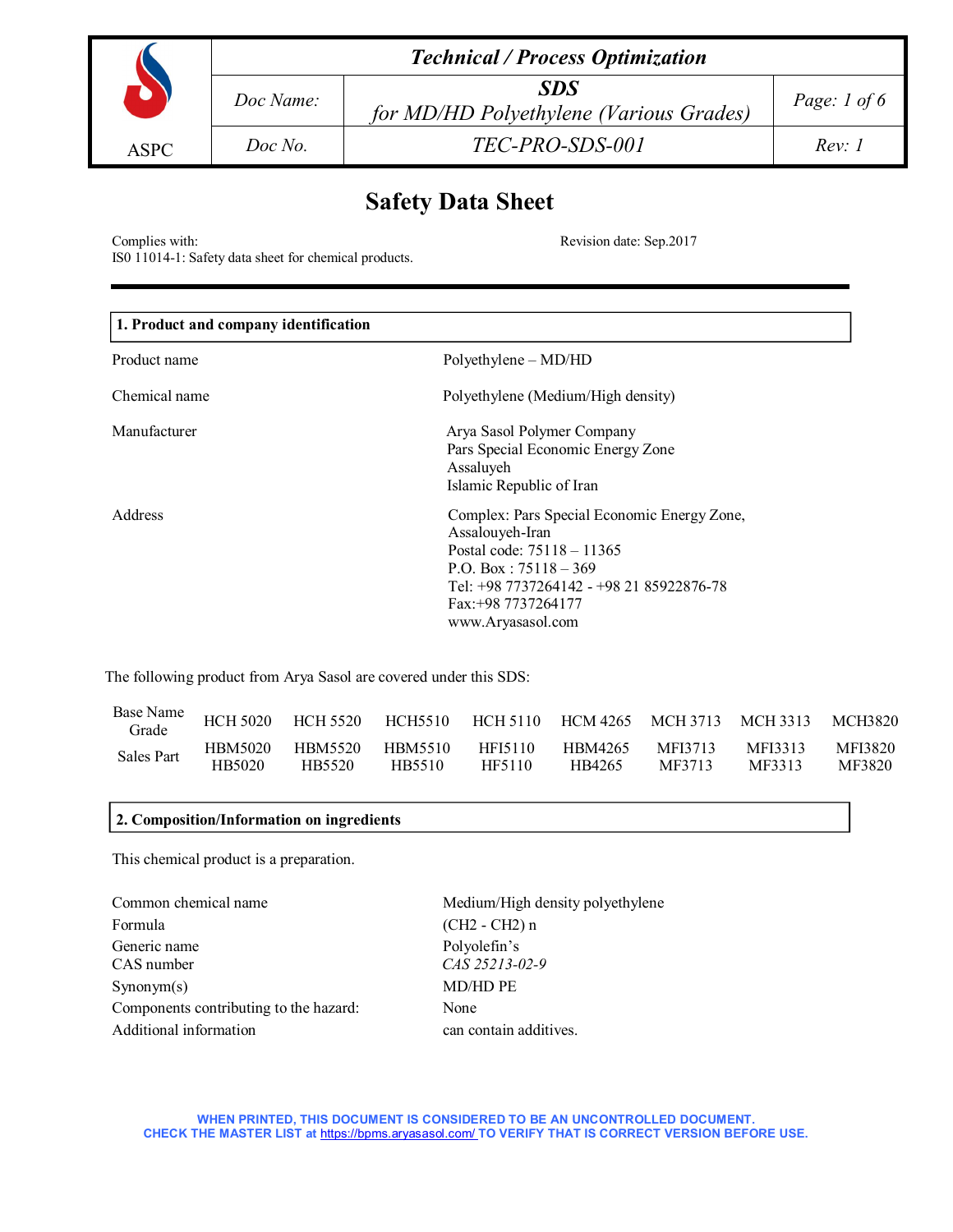# Safety Data Sheet

Complies with:
IS0 11014-1: Safety data sheet for chemical products.

Revision date: Sep.2017

## 1. Product and company identification

| | |
|---|---|
| Product name | Polyethylene – MD/HD |
| Chemical name | Polyethylene (Medium/High density) |
| Manufacturer | Arya Sasol Polymer Company<br>Pars Special Economic Energy Zone<br>Assaluyeh<br>Islamic Republic of Iran |
| Address | Complex: Pars Special Economic Energy Zone,<br>Assalouyeh-Iran<br>Postal code: 75118 – 11365<br>P.O. Box : 75118 – 369<br>Tel: +98 7737264142 - +98 21 85922876-78<br>Fax:+98 7737264177<br>www.Aryasasol.com |

The following product from Arya Sasol are covered under this SDS:

| Base Name Grade | HCH 5020 | HCH 5520 | HCH5510 | HCH 5110 | HCM 4265 | MCH 3713 | MCH 3313 | MCH3820 |
|---|---|---|---|---|---|---|---|---|
| Sales Part | HBM5020<br>HB5020 | HBM5520<br>HB5520 | HBM5510<br>HB5510 | HFI5110<br>HF5110 | HBM4265<br>HB4265 | MFI3713<br>MF3713 | MFI3313<br>MF3313 | MFI3820<br>MF3820 |

## 2. Composition/Information on ingredients

This chemical product is a preparation.

| | |
|---|---|
| Common chemical name | Medium/High density polyethylene |
| Formula | $(CH_2 - CH_2)_n$ |
| Generic name | Polyolefin's |
| CAS number | *CAS 25213-02-9* |
| Synonym(s) | MD/HD PE |
| Components contributing to the hazard: | None |
| Additional information | can contain additives. |

**WHEN PRINTED, THIS DOCUMENT IS CONSIDERED TO BE AN UNCONTROLLED DOCUMENT.
CHECK THE MASTER LIST at https://bpms.aryasasol.com/ TO VERIFY THAT IS CORRECT VERSION BEFORE USE.**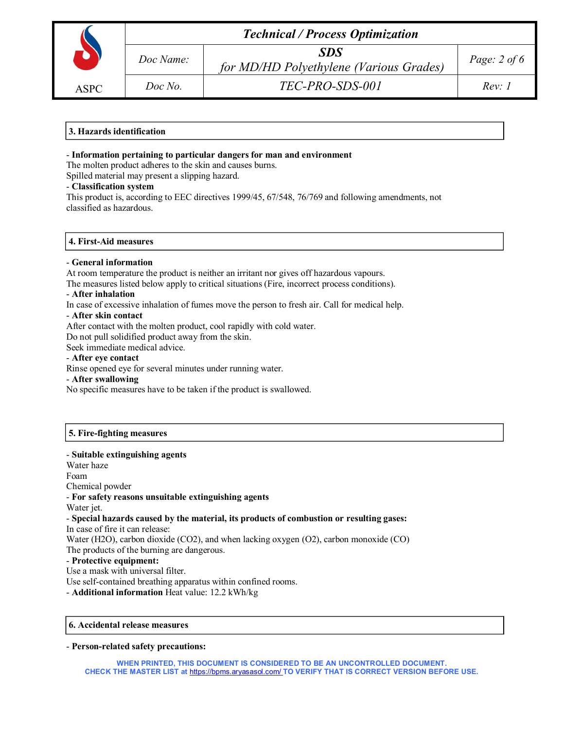## 3. Hazards identification

- **Information pertaining to particular dangers for man and environment**

The molten product adheres to the skin and causes burns.
Spilled material may present a slipping hazard.

- **Classification system**

This product is, according to EEC directives 1999/45, 67/548, 76/769 and following amendments, not classified as hazardous.

## 4. First-Aid measures

- **General information**

At room temperature the product is neither an irritant nor gives off hazardous vapours.
The measures listed below apply to critical situations (Fire, incorrect process conditions).

- **After inhalation**

In case of excessive inhalation of fumes move the person to fresh air. Call for medical help.

- **After skin contact**

After contact with the molten product, cool rapidly with cold water.
Do not pull solidified product away from the skin.
Seek immediate medical advice.

- **After eye contact**

Rinse opened eye for several minutes under running water.

- **After swallowing**

No specific measures have to be taken if the product is swallowed.

## 5. Fire-fighting measures

- **Suitable extinguishing agents**

Water haze
Foam
Chemical powder

- **For safety reasons unsuitable extinguishing agents**

Water jet.

- **Special hazards caused by the material, its products of combustion or resulting gases:**

In case of fire it can release:
Water ($H_2O$), carbon dioxide ($CO_2$), and when lacking oxygen ($O_2$), carbon monoxide ($CO$)
The products of the burning are dangerous.

- **Protective equipment:**

Use a mask with universal filter.
Use self-contained breathing apparatus within confined rooms.

- **Additional information** Heat value: 12.2 kWh/kg

## 6. Accidental release measures

- **Person-related safety precautions:**

WHEN PRINTED, THIS DOCUMENT IS CONSIDERED TO BE AN UNCONTROLLED DOCUMENT.
CHECK THE MASTER LIST at https://bpms.aryasasol.com/ TO VERIFY THAT IS CORRECT VERSION BEFORE USE.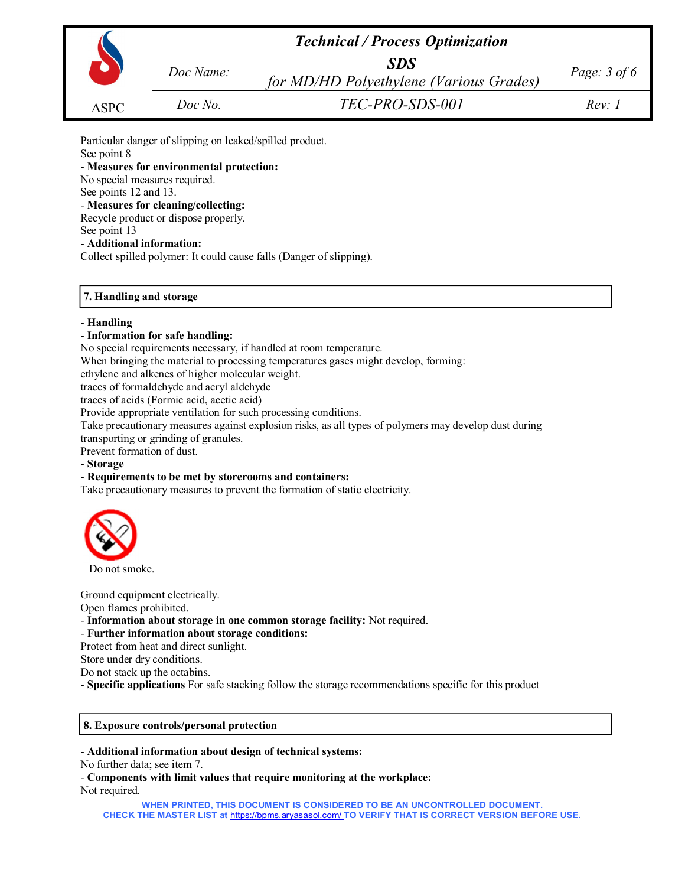Particular danger of slipping on leaked/spilled product.
See point 8

- **Measures for environmental protection:**

No special measures required.
See points 12 and 13.

- **Measures for cleaning/collecting:**

Recycle product or dispose properly.
See point 13

- **Additional information:**

Collect spilled polymer: It could cause falls (Danger of slipping).

## 7. Handling and storage

- **Handling**
- **Information for safe handling:**

No special requirements necessary, if handled at room temperature.
When bringing the material to processing temperatures gases might develop, forming:
ethylene and alkenes of higher molecular weight.
traces of formaldehyde and acryl aldehyde
traces of acids (Formic acid, acetic acid)
Provide appropriate ventilation for such processing conditions.
Take precautionary measures against explosion risks, as all types of polymers may develop dust during transporting or grinding of granules.
Prevent formation of dust.

- **Storage**
- **Requirements to be met by storerooms and containers:**

Take precautionary measures to prevent the formation of static electricity.

Do not smoke.

Ground equipment electrically.
Open flames prohibited.

- **Information about storage in one common storage facility:** Not required.
- **Further information about storage conditions:**

Protect from heat and direct sunlight.
Store under dry conditions.
Do not stack up the octabins.

- **Specific applications** For safe stacking follow the storage recommendations specific for this product

## 8. Exposure controls/personal protection

- **Additional information about design of technical systems:**

No further data; see item 7.

- **Components with limit values that require monitoring at the workplace:**

Not required.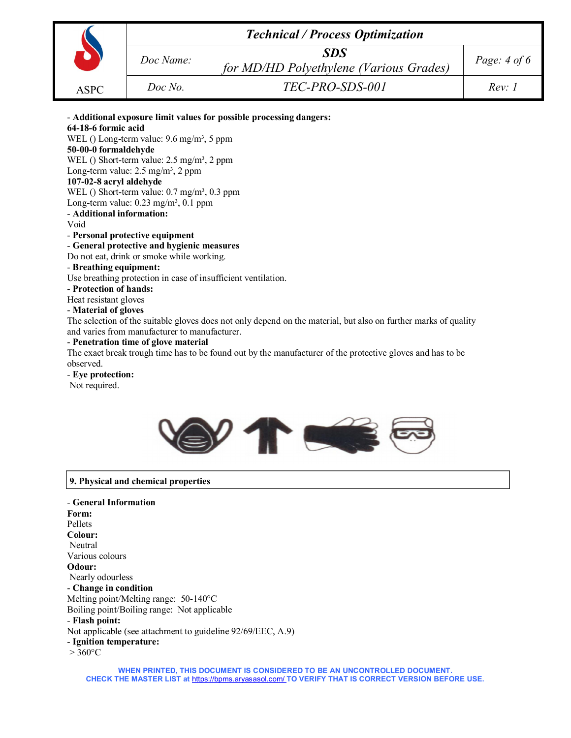- **Additional exposure limit values for possible processing dangers:**

**64-18-6 formic acid**

WEL () Long-term value: 9.6 mg/m³, 5 ppm

**50-00-0 formaldehyde**

WEL () Short-term value: 2.5 mg/m³, 2 ppm

Long-term value: 2.5 mg/m³, 2 ppm

**107-02-8 acryl aldehyde**

WEL () Short-term value: 0.7 mg/m³, 0.3 ppm

Long-term value: 0.23 mg/m³, 0.1 ppm

- **Additional information:**

Void

- **Personal protective equipment**
- **General protective and hygienic measures**

Do not eat, drink or smoke while working.

- **Breathing equipment:**

Use breathing protection in case of insufficient ventilation.

- **Protection of hands:**

Heat resistant gloves

- **Material of gloves**

The selection of the suitable gloves does not only depend on the material, but also on further marks of quality and varies from manufacturer to manufacturer.

- **Penetration time of glove material**

The exact break trough time has to be found out by the manufacturer of the protective gloves and has to be observed.

- **Eye protection:**

Not required.

## 9. Physical and chemical properties

- **General Information**

**Form:**

Pellets

**Colour:**

Neutral

Various colours

**Odour:**

Nearly odourless

- **Change in condition**

Melting point/Melting range: 50-140°C

Boiling point/Boiling range: Not applicable

- **Flash point:**

Not applicable (see attachment to guideline 92/69/EEC, A.9)

- **Ignition temperature:**

> 360°C

**WHEN PRINTED, THIS DOCUMENT IS CONSIDERED TO BE AN UNCONTROLLED DOCUMENT. CHECK THE MASTER LIST at https://bpms.aryasasol.com/ TO VERIFY THAT IS CORRECT VERSION BEFORE USE.**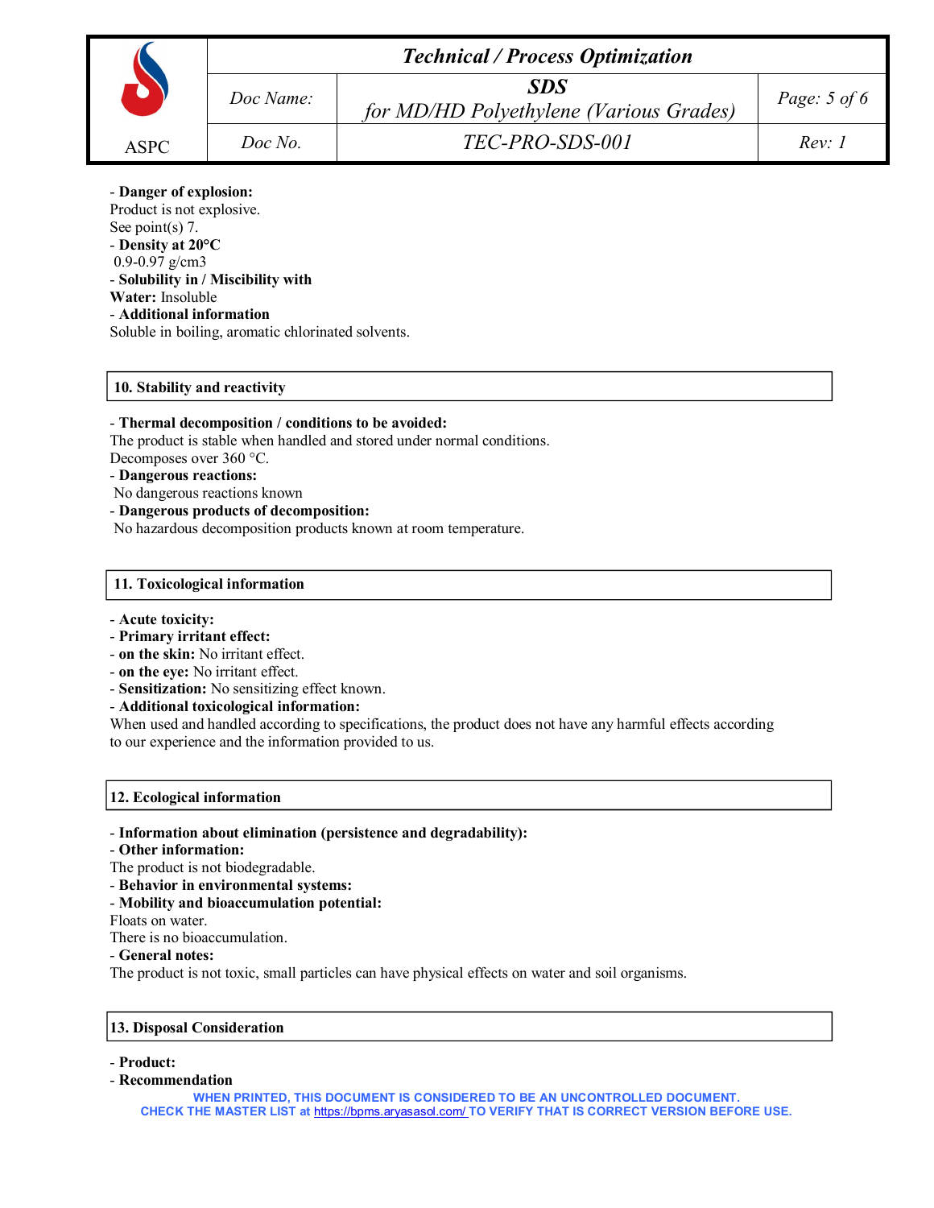- **Danger of explosion:**
Product is not explosive.
See point(s) 7.
- **Density at 20°C**
0.9-0.97 g/cm3
- **Solubility in / Miscibility with**
**Water:** Insoluble
- **Additional information**
Soluble in boiling, aromatic chlorinated solvents.

## 10. Stability and reactivity

- **Thermal decomposition / conditions to be avoided:**
The product is stable when handled and stored under normal conditions.
Decomposes over 360 °C.
- **Dangerous reactions:**
No dangerous reactions known
- **Dangerous products of decomposition:**
No hazardous decomposition products known at room temperature.

## 11. Toxicological information

- **Acute toxicity:**
- **Primary irritant effect:**
- **on the skin:** No irritant effect.
- **on the eye:** No irritant effect.
- **Sensitization:** No sensitizing effect known.
- **Additional toxicological information:**
When used and handled according to specifications, the product does not have any harmful effects according to our experience and the information provided to us.

## 12. Ecological information

- **Information about elimination (persistence and degradability):**
- **Other information:**
The product is not biodegradable.
- **Behavior in environmental systems:**
- **Mobility and bioaccumulation potential:**
Floats on water.
There is no bioaccumulation.
- **General notes:**
The product is not toxic, small particles can have physical effects on water and soil organisms.

## 13. Disposal Consideration

- **Product:**
- **Recommendation**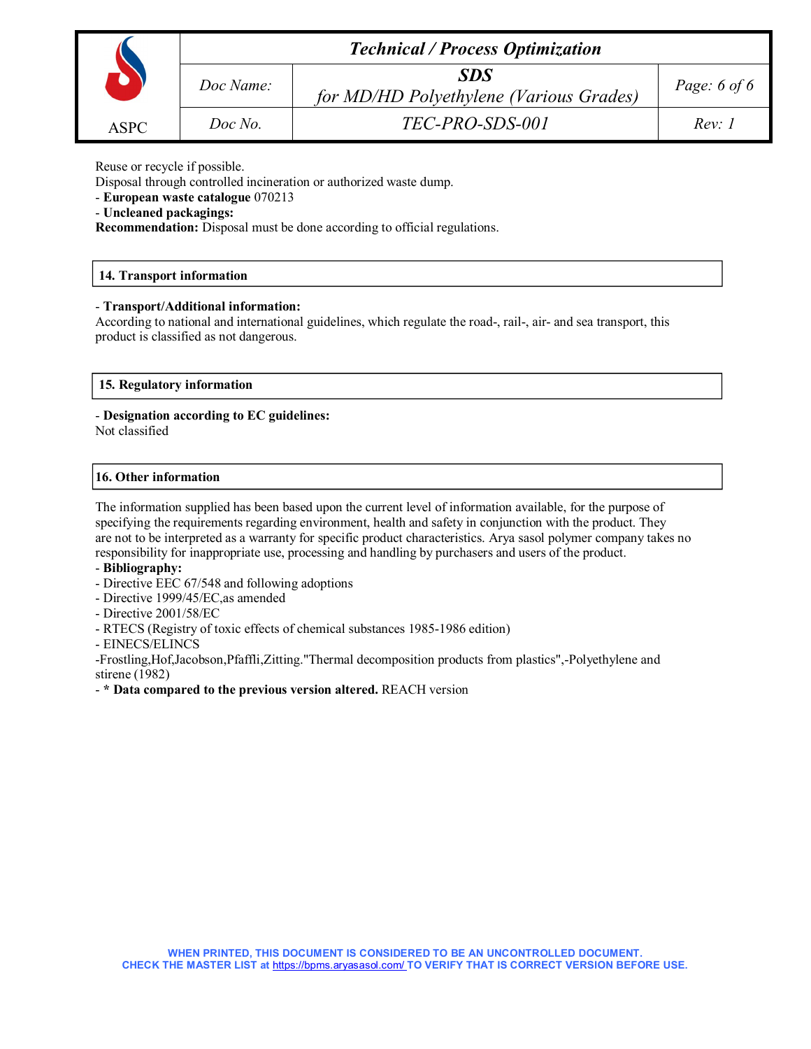Reuse or recycle if possible.
Disposal through controlled incineration or authorized waste dump.
- **European waste catalogue** 070213
- **Uncleaned packagings:**
**Recommendation:** Disposal must be done according to official regulations.

## 14. Transport information

- **Transport/Additional information:**
According to national and international guidelines, which regulate the road-, rail-, air- and sea transport, this product is classified as not dangerous.

## 15. Regulatory information

- **Designation according to EC guidelines:**
Not classified

## 16. Other information

The information supplied has been based upon the current level of information available, for the purpose of specifying the requirements regarding environment, health and safety in conjunction with the product. They are not to be interpreted as a warranty for specific product characteristics. Arya sasol polymer company takes no responsibility for inappropriate use, processing and handling by purchasers and users of the product.
- **Bibliography:**
- Directive EEC 67/548 and following adoptions
- Directive 1999/45/EC,as amended
- Directive 2001/58/EC
- RTECS (Registry of toxic effects of chemical substances 1985-1986 edition)
- EINECS/ELINCS
-Frostling,Hof,Jacobson,Pfaffli,Zitting."Thermal decomposition products from plastics",-Polyethylene and stirene (1982)
- * **Data compared to the previous version altered.** REACH version

WHEN PRINTED, THIS DOCUMENT IS CONSIDERED TO BE AN UNCONTROLLED DOCUMENT.
CHECK THE MASTER LIST at https://bpms.aryasasol.com/ TO VERIFY THAT IS CORRECT VERSION BEFORE USE.